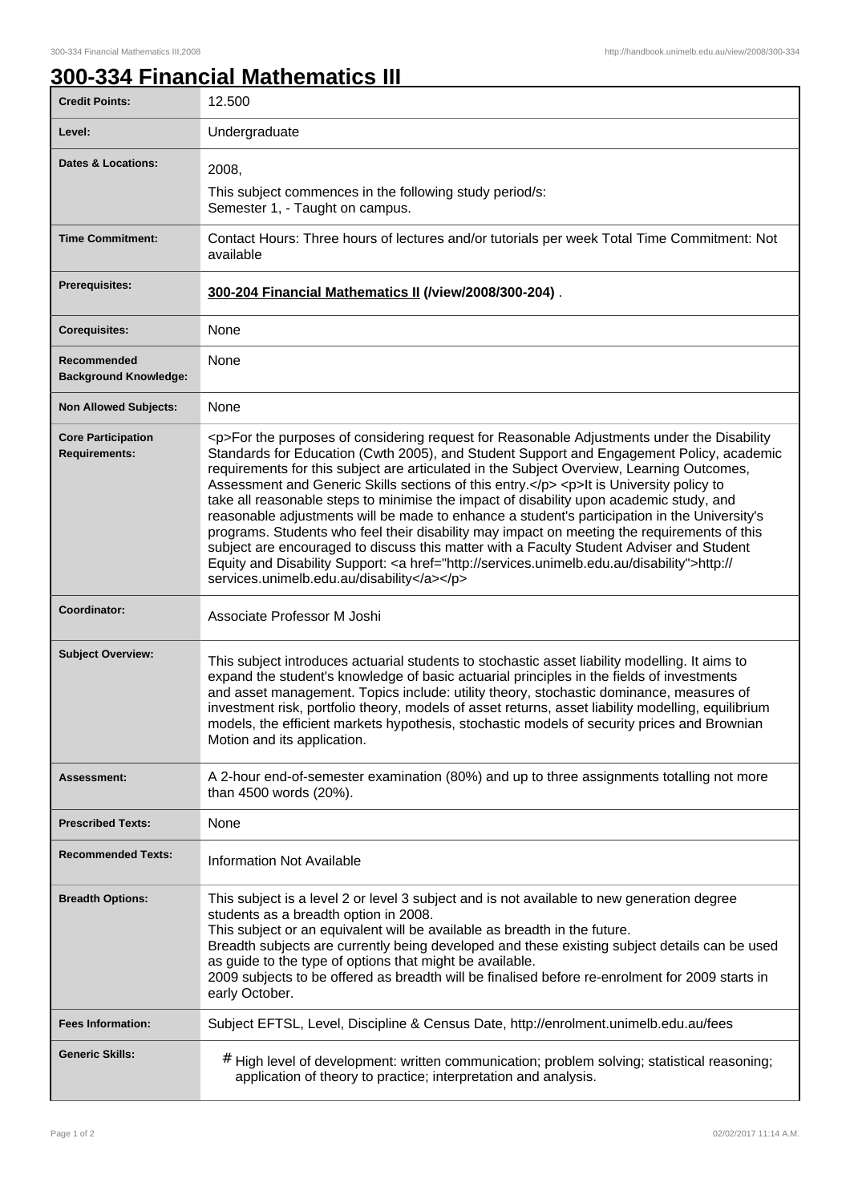# 300-334 Financial Mathematics III

| Field | Details |
| --- | --- |
| **Credit Points:** | 12.500 |
| **Level:** | Undergraduate |
| **Dates & Locations:** | 2008,<br>This subject commences in the following study period/s:<br>Semester 1, - Taught on campus. |
| **Time Commitment:** | Contact Hours: Three hours of lectures and/or tutorials per week Total Time Commitment: Not available |
| **Prerequisites:** | **300-204 Financial Mathematics II (/view/2008/300-204)** . |
| **Corequisites:** | None |
| **Recommended Background Knowledge:** | None |
| **Non Allowed Subjects:** | None |
| **Core Participation Requirements:** | <p>For the purposes of considering request for Reasonable Adjustments under the Disability Standards for Education (Cwth 2005), and Student Support and Engagement Policy, academic requirements for this subject are articulated in the Subject Overview, Learning Outcomes, Assessment and Generic Skills sections of this entry.</p> <p>It is University policy to take all reasonable steps to minimise the impact of disability upon academic study, and reasonable adjustments will be made to enhance a student's participation in the University's programs. Students who feel their disability may impact on meeting the requirements of this subject are encouraged to discuss this matter with a Faculty Student Adviser and Student Equity and Disability Support: <a href="http://services.unimelb.edu.au/disability">http://services.unimelb.edu.au/disability</a></p> |
| **Coordinator:** | Associate Professor M Joshi |
| **Subject Overview:** | This subject introduces actuarial students to stochastic asset liability modelling. It aims to expand the student's knowledge of basic actuarial principles in the fields of investments and asset management. Topics include: utility theory, stochastic dominance, measures of investment risk, portfolio theory, models of asset returns, asset liability modelling, equilibrium models, the efficient markets hypothesis, stochastic models of security prices and Brownian Motion and its application. |
| **Assessment:** | A 2-hour end-of-semester examination (80%) and up to three assignments totalling not more than 4500 words (20%). |
| **Prescribed Texts:** | None |
| **Recommended Texts:** | Information Not Available |
| **Breadth Options:** | This subject is a level 2 or level 3 subject and is not available to new generation degree students as a breadth option in 2008.<br>This subject or an equivalent will be available as breadth in the future.<br>Breadth subjects are currently being developed and these existing subject details can be used as guide to the type of options that might be available.<br>2009 subjects to be offered as breadth will be finalised before re-enrolment for 2009 starts in early October. |
| **Fees Information:** | Subject EFTSL, Level, Discipline & Census Date, http://enrolment.unimelb.edu.au/fees |
| **Generic Skills:** | # High level of development: written communication; problem solving; statistical reasoning; application of theory to practice; interpretation and analysis. |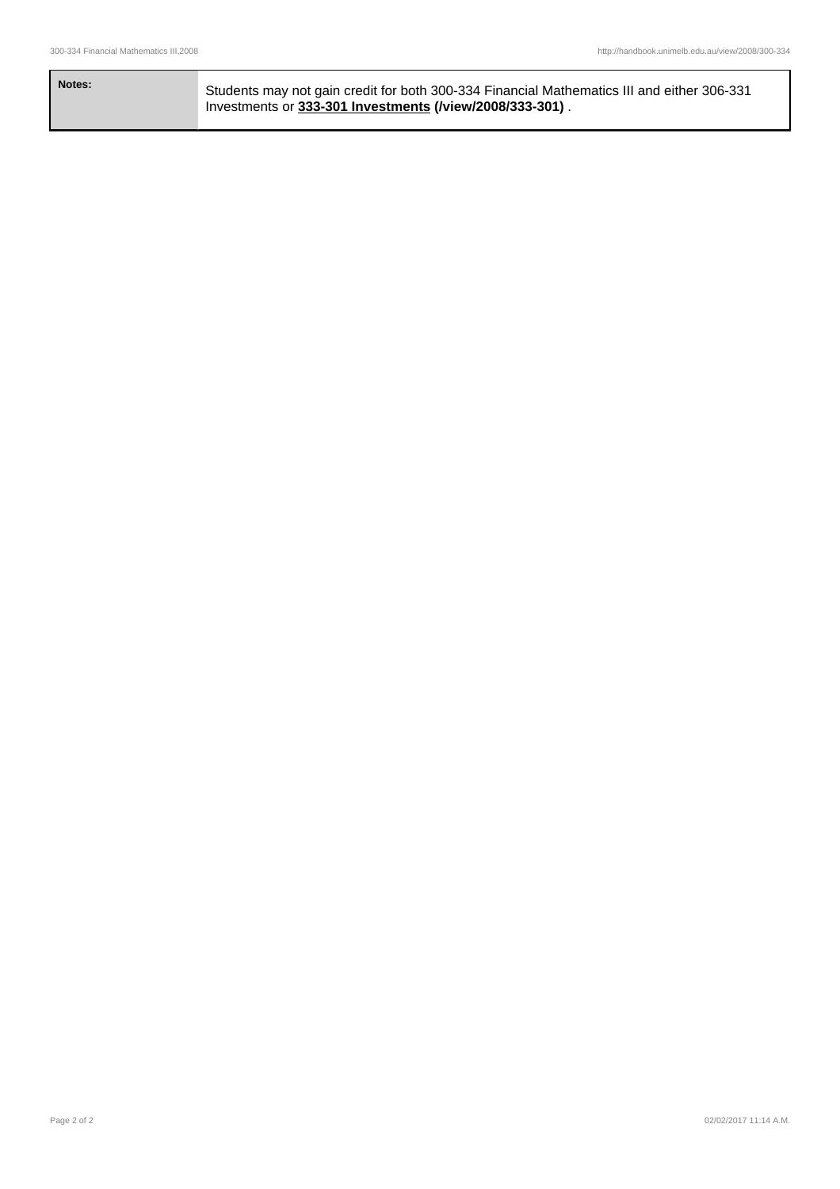| | |
|---|---|
| **Notes:** | Students may not gain credit for both 300-334 Financial Mathematics III and either 306-331 Investments or **333-301 Investments (/view/2008/333-301)** . |